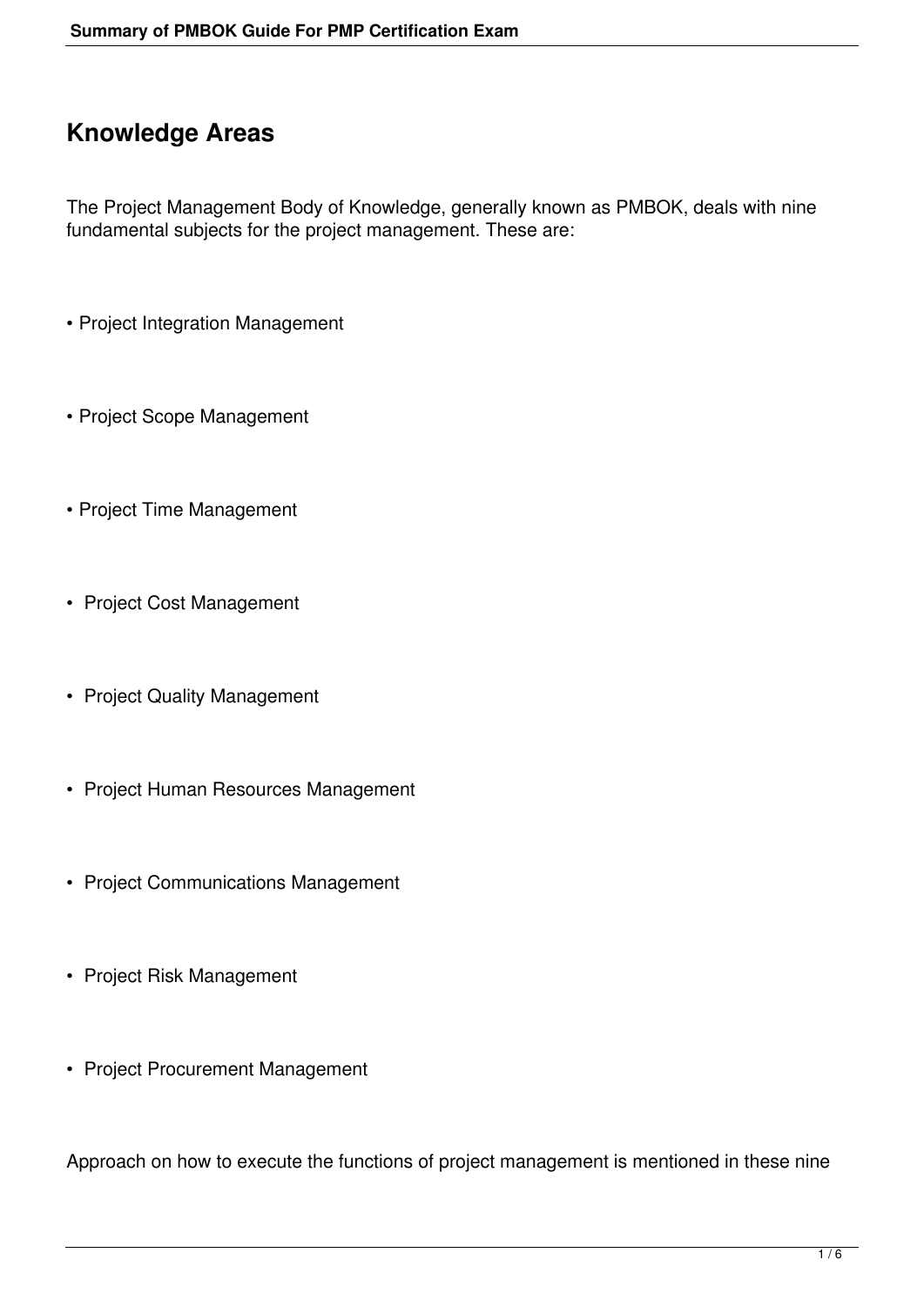# Knowledge Areas

The Project Management Body of Knowledge, generally known as PMBOK, deals with nine fundamental subjects for the project management. These are:

- Project Integration Management
- Project Scope Management
- Project Time Management
- Project Cost Management
- Project Quality Management
- Project Human Resources Management
- Project Communications Management
- Project Risk Management
- Project Procurement Management

Approach on how to execute the functions of project management is mentioned in these nine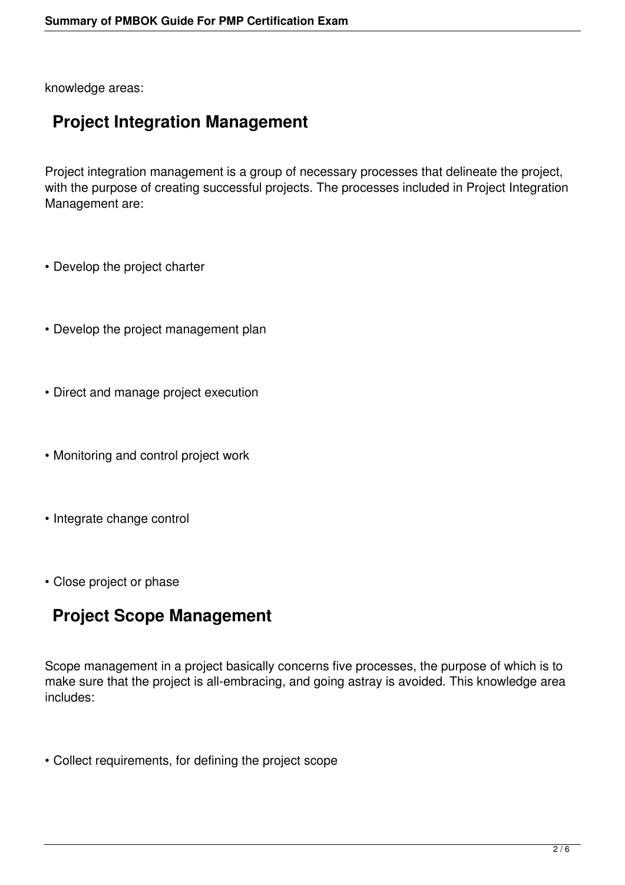knowledge areas:

## Project Integration Management

Project integration management is a group of necessary processes that delineate the project, with the purpose of creating successful projects. The processes included in Project Integration Management are:

- Develop the project charter

- Develop the project management plan

- Direct and manage project execution

- Monitoring and control project work

- Integrate change control

- Close project or phase

## Project Scope Management

Scope management in a project basically concerns five processes, the purpose of which is to make sure that the project is all-embracing, and going astray is avoided. This knowledge area includes:

- Collect requirements, for defining the project scope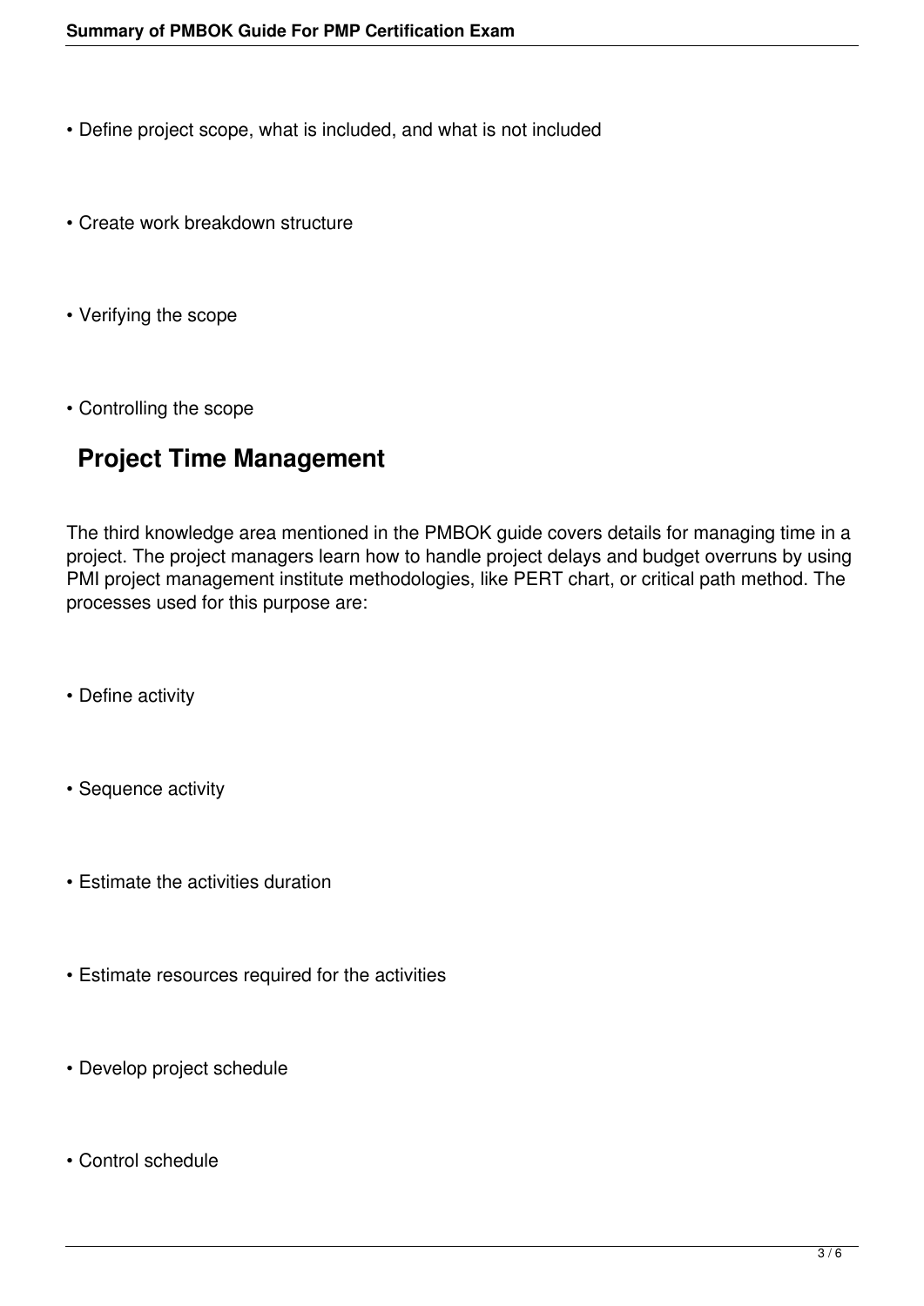- Define project scope, what is included, and what is not included
- Create work breakdown structure
- Verifying the scope
- Controlling the scope

## Project Time Management

The third knowledge area mentioned in the PMBOK guide covers details for managing time in a project. The project managers learn how to handle project delays and budget overruns by using PMI project management institute methodologies, like PERT chart, or critical path method. The processes used for this purpose are:

- Define activity
- Sequence activity
- Estimate the activities duration
- Estimate resources required for the activities
- Develop project schedule
- Control schedule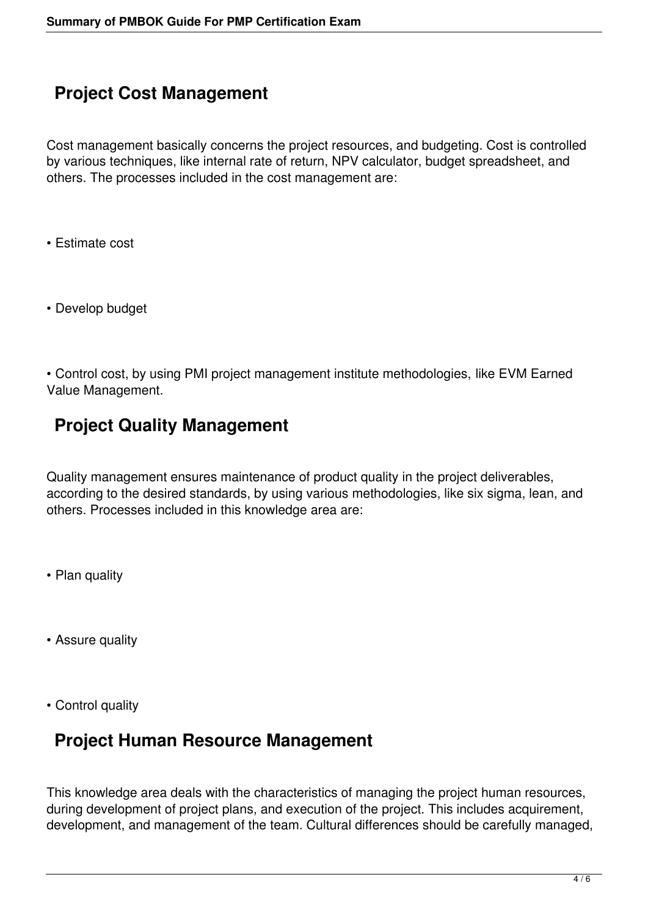## Project Cost Management

Cost management basically concerns the project resources, and budgeting. Cost is controlled by various techniques, like internal rate of return, NPV calculator, budget spreadsheet, and others. The processes included in the cost management are:

- Estimate cost

- Develop budget

- Control cost, by using PMI project management institute methodologies, like EVM Earned Value Management.

## Project Quality Management

Quality management ensures maintenance of product quality in the project deliverables, according to the desired standards, by using various methodologies, like six sigma, lean, and others. Processes included in this knowledge area are:

- Plan quality

- Assure quality

- Control quality

## Project Human Resource Management

This knowledge area deals with the characteristics of managing the project human resources, during development of project plans, and execution of the project. This includes acquirement, development, and management of the team. Cultural differences should be carefully managed,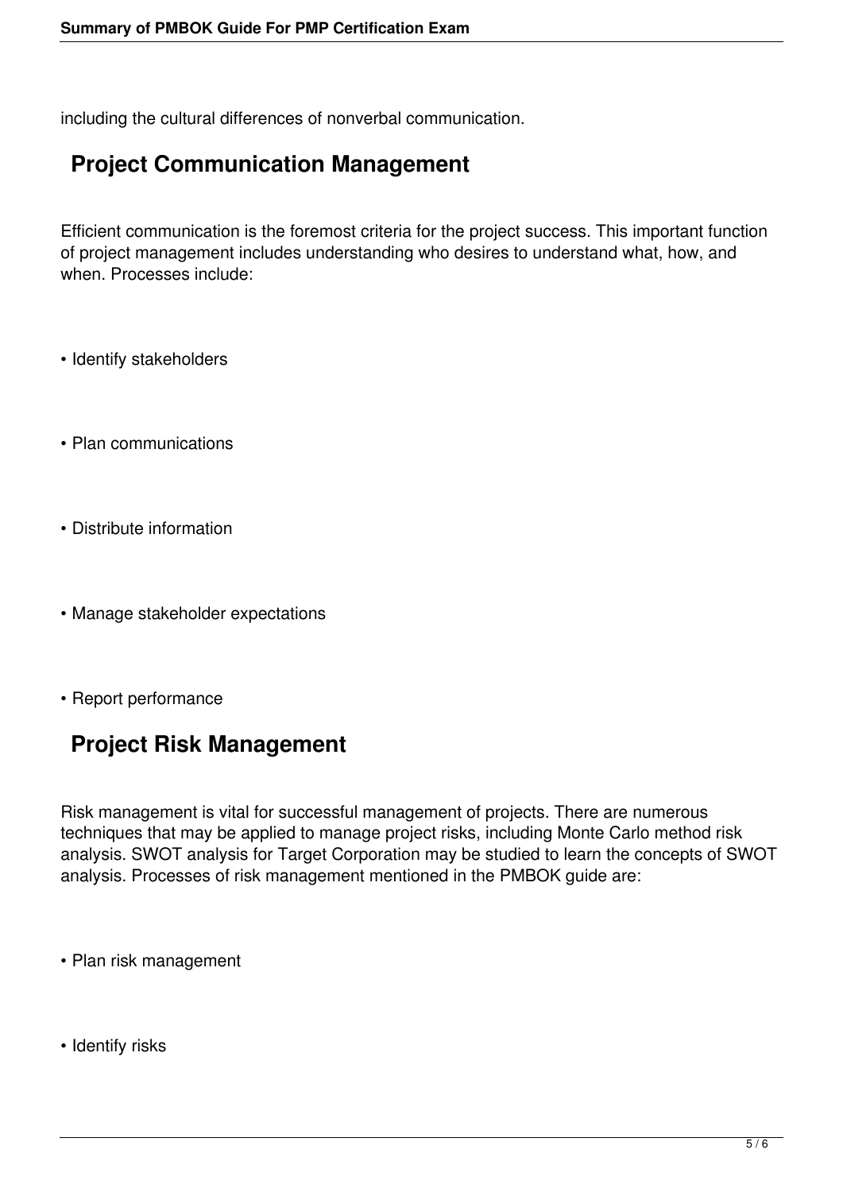including the cultural differences of nonverbal communication.

## Project Communication Management

Efficient communication is the foremost criteria for the project success. This important function of project management includes understanding who desires to understand what, how, and when. Processes include:

- Identify stakeholders
- Plan communications
- Distribute information
- Manage stakeholder expectations
- Report performance

## Project Risk Management

Risk management is vital for successful management of projects. There are numerous techniques that may be applied to manage project risks, including Monte Carlo method risk analysis. SWOT analysis for Target Corporation may be studied to learn the concepts of SWOT analysis. Processes of risk management mentioned in the PMBOK guide are:

- Plan risk management
- Identify risks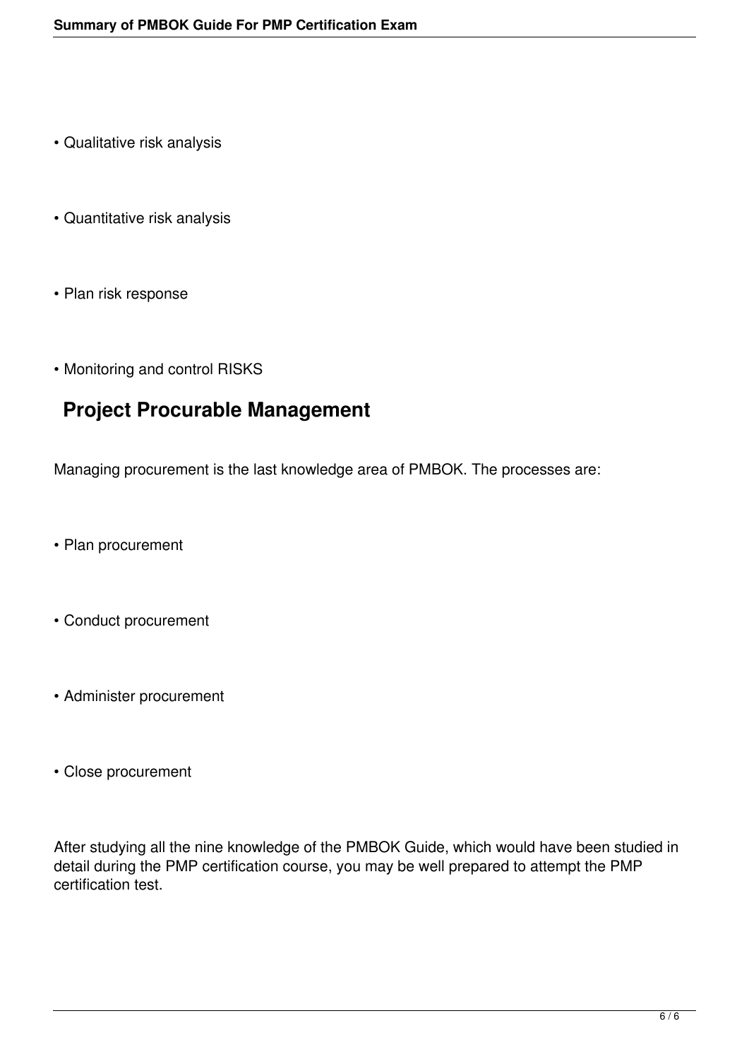- Qualitative risk analysis
- Quantitative risk analysis
- Plan risk response
- Monitoring and control RISKS

## Project Procurable Management

Managing procurement is the last knowledge area of PMBOK. The processes are:

- Plan procurement
- Conduct procurement
- Administer procurement
- Close procurement

After studying all the nine knowledge of the PMBOK Guide, which would have been studied in detail during the PMP certification course, you may be well prepared to attempt the PMP certification test.